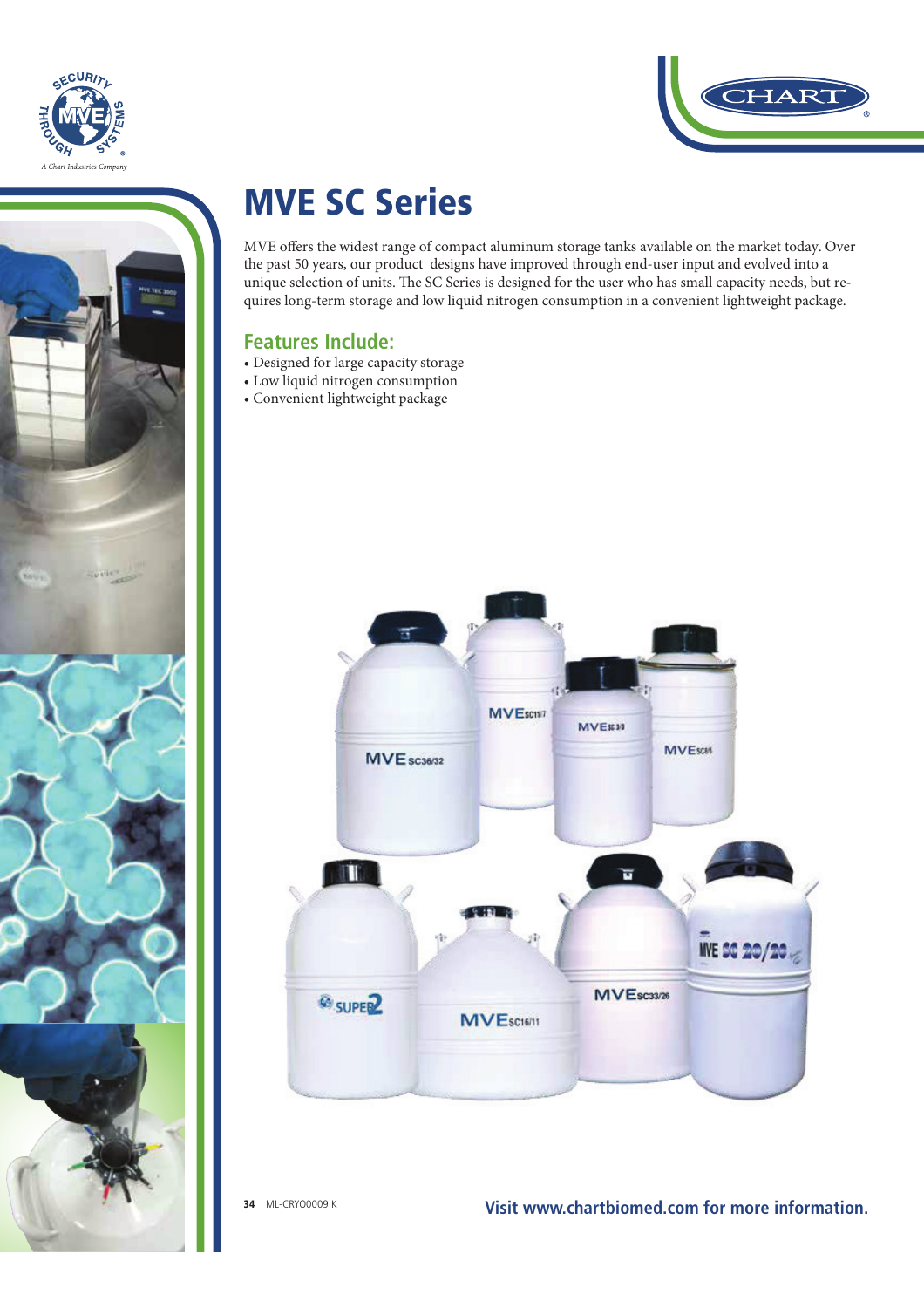# MVE SC Series

MVE offers the widest range of compact aluminum storage tanks available on the market today. Over the past 50 years, our product designs have improved through end-user input and evolved into a unique selection of units. The SC Series is designed for the user who has small capacity needs, but requires long-term storage and low liquid nitrogen consumption in a convenient lightweight package.

## Features Include:

- Designed for large capacity storage
- Low liquid nitrogen consumption
- Convenient lightweight package

ML-CRYO0009 K

Visit www.chartbiomed.com for more information.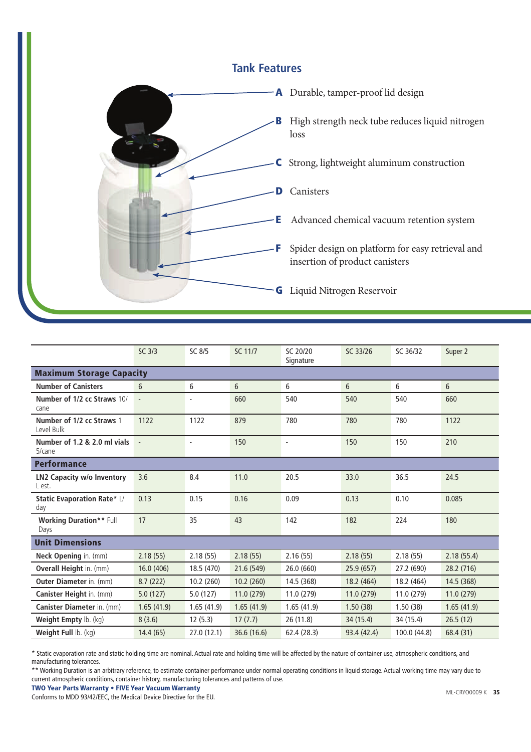## Tank Features

- **A** Durable, tamper-proof lid design
- **B** High strength neck tube reduces liquid nitrogen loss
- **C** Strong, lightweight aluminum construction
- **D** Canisters
- **E** Advanced chemical vacuum retention system
- **F** Spider design on platform for easy retrieval and insertion of product canisters
- **G** Liquid Nitrogen Reservoir

| | SC 3/3 | SC 8/5 | SC 11/7 | SC 20/20 Signature | SC 33/26 | SC 36/32 | Super 2 |
|---|---|---|---|---|---|---|---|
| **Maximum Storage Capacity** | | | | | | | |
| **Number of Canisters** | 6 | 6 | 6 | 6 | 6 | 6 | 6 |
| **Number of 1/2 cc Straws** 10/cane | - | - | 660 | 540 | 540 | 540 | 660 |
| **Number of 1/2 cc Straws** 1 Level Bulk | 1122 | 1122 | 879 | 780 | 780 | 780 | 1122 |
| **Number of 1.2 & 2.0 ml vials** 5/cane | - | - | 150 | - | 150 | 150 | 210 |
| **Performance** | | | | | | | |
| **LN2 Capacity w/o Inventory** L est. | 3.6 | 8.4 | 11.0 | 20.5 | 33.0 | 36.5 | 24.5 |
| **Static Evaporation Rate*** L/day | 0.13 | 0.15 | 0.16 | 0.09 | 0.13 | 0.10 | 0.085 |
| **Working Duration**** Full Days | 17 | 35 | 43 | 142 | 182 | 224 | 180 |
| **Unit Dimensions** | | | | | | | |
| **Neck Opening** in. (mm) | 2.18 (55) | 2.18 (55) | 2.18 (55) | 2.16 (55) | 2.18 (55) | 2.18 (55) | 2.18 (55.4) |
| **Overall Height** in. (mm) | 16.0 (406) | 18.5 (470) | 21.6 (549) | 26.0 (660) | 25.9 (657) | 27.2 (690) | 28.2 (716) |
| **Outer Diameter** in. (mm) | 8.7 (222) | 10.2 (260) | 10.2 (260) | 14.5 (368) | 18.2 (464) | 18.2 (464) | 14.5 (368) |
| **Canister Height** in. (mm) | 5.0 (127) | 5.0 (127) | 11.0 (279) | 11.0 (279) | 11.0 (279) | 11.0 (279) | 11.0 (279) |
| **Canister Diameter** in. (mm) | 1.65 (41.9) | 1.65 (41.9) | 1.65 (41.9) | 1.65 (41.9) | 1.50 (38) | 1.50 (38) | 1.65 (41.9) |
| **Weight Empty** lb. (kg) | 8 (3.6) | 12 (5.3) | 17 (7.7) | 26 (11.8) | 34 (15.4) | 34 (15.4) | 26.5 (12) |
| **Weight Full** lb. (kg) | 14.4 (65) | 27.0 (12.1) | 36.6 (16.6) | 62.4 (28.3) | 93.4 (42.4) | 100.0 (44.8) | 68.4 (31) |

* Static evaporation rate and static holding time are nominal. Actual rate and holding time will be affected by the nature of container use, atmospheric conditions, and manufacturing tolerances.

** Working Duration is an arbitrary reference, to estimate container performance under normal operating conditions in liquid storage. Actual working time may vary due to current atmospheric conditions, container history, manufacturing tolerances and patterns of use.

**TWO Year Parts Warranty • FIVE Year Vacuum Warranty**

Conforms to MDD 93/42/EEC, the Medical Device Directive for the EU.

ML-CRYO0009 K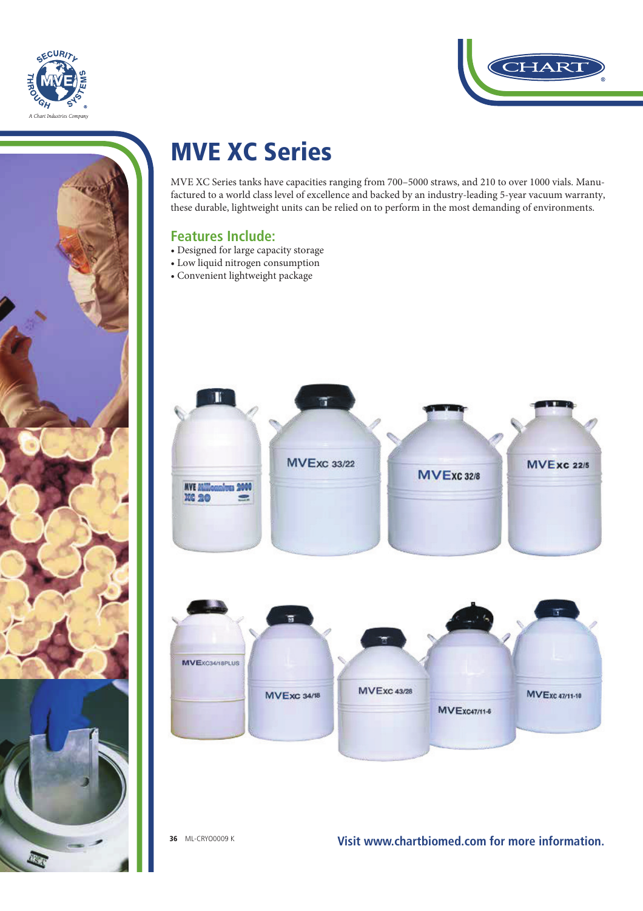# MVE XC Series

MVE XC Series tanks have capacities ranging from 700–5000 straws, and 210 to over 1000 vials. Manufactured to a world class level of excellence and backed by an industry-leading 5-year vacuum warranty, these durable, lightweight units can be relied on to perform in the most demanding of environments.

## Features Include:

- Designed for large capacity storage
- Low liquid nitrogen consumption
- Convenient lightweight package

Visit www.chartbiomed.com for more information.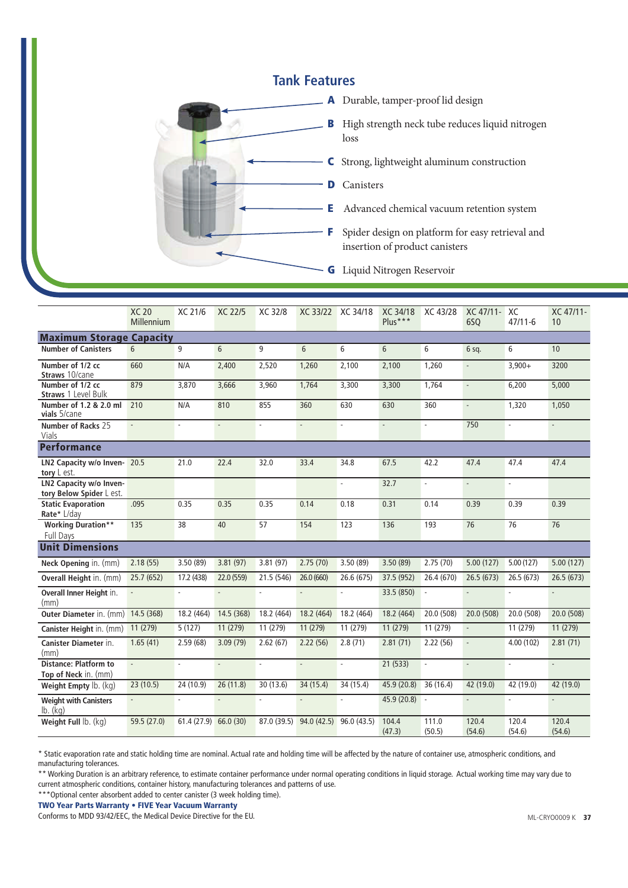## Tank Features

- **A** Durable, tamper-proof lid design
- **B** High strength neck tube reduces liquid nitrogen loss
- **C** Strong, lightweight aluminum construction
- **D** Canisters
- **E** Advanced chemical vacuum retention system
- **F** Spider design on platform for easy retrieval and insertion of product canisters
- **G** Liquid Nitrogen Reservoir

| | XC 20 Millennium | XC 21/6 | XC 22/5 | XC 32/8 | XC 33/22 | XC 34/18 | XC 34/18 Plus*** | XC 43/28 | XC 47/11-6SQ | XC 47/11-6 | XC 47/11-10 |
|---|---|---|---|---|---|---|---|---|---|---|---|
| **Maximum Storage Capacity** | | | | | | | | | | | |
| **Number of Canisters** | 6 | 9 | 6 | 9 | 6 | 6 | 6 | 6 | 6 sq. | 6 | 10 |
| **Number of 1/2 cc Straws** 10/cane | 660 | N/A | 2,400 | 2,520 | 1,260 | 2,100 | 2,100 | 1,260 | - | 3,900+ | 3200 |
| **Number of 1/2 cc Straws** 1 Level Bulk | 879 | 3,870 | 3,666 | 3,960 | 1,764 | 3,300 | 3,300 | 1,764 | - | 6,200 | 5,000 |
| **Number of 1.2 & 2.0 ml vials** 5/cane | 210 | N/A | 810 | 855 | 360 | 630 | 630 | 360 | - | 1,320 | 1,050 |
| **Number of Racks** 25 Vials | - | - | - | - | - | - | - | - | 750 | - | - |
| **Performance** | | | | | | | | | | | |
| **LN2 Capacity w/o Inventory** L est. | 20.5 | 21.0 | 22.4 | 32.0 | 33.4 | 34.8 | 67.5 | 42.2 | 47.4 | 47.4 | 47.4 |
| **LN2 Capacity w/o Inventory Below Spider** L est. | | | | | | - | 32.7 | - | - | - | |
| **Static Evaporation Rate*** L/day | .095 | 0.35 | 0.35 | 0.35 | 0.14 | 0.18 | 0.31 | 0.14 | 0.39 | 0.39 | 0.39 |
| **Working Duration**** Full Days | 135 | 38 | 40 | 57 | 154 | 123 | 136 | 193 | 76 | 76 | 76 |
| **Unit Dimensions** | | | | | | | | | | | |
| **Neck Opening** in. (mm) | 2.18 (55) | 3.50 (89) | 3.81 (97) | 3.81 (97) | 2.75 (70) | 3.50 (89) | 3.50 (89) | 2.75 (70) | 5.00 (127) | 5.00 (127) | 5.00 (127) |
| **Overall Height** in. (mm) | 25.7 (652) | 17.2 (438) | 22.0 (559) | 21.5 (546) | 26.0 (660) | 26.6 (675) | 37.5 (952) | 26.4 (670) | 26.5 (673) | 26.5 (673) | 26.5 (673) |
| **Overall Inner Height** in. (mm) | - | - | - | - | - | - | 33.5 (850) | - | - | - | - |
| **Outer Diameter** in. (mm) | 14.5 (368) | 18.2 (464) | 14.5 (368) | 18.2 (464) | 18.2 (464) | 18.2 (464) | 18.2 (464) | 20.0 (508) | 20.0 (508) | 20.0 (508) | 20.0 (508) |
| **Canister Height** in. (mm) | 11 (279) | 5 (127) | 11 (279) | 11 (279) | 11 (279) | 11 (279) | 11 (279) | 11 (279) | - | 11 (279) | 11 (279) |
| **Canister Diameter** in. (mm) | 1.65 (41) | 2.59 (68) | 3.09 (79) | 2.62 (67) | 2.22 (56) | 2.8 (71) | 2.81 (71) | 2.22 (56) | - | 4.00 (102) | 2.81 (71) |
| **Distance: Platform to Top of Neck** in. (mm) | - | - | - | - | - | - | 21 (533) | - | - | - | - |
| **Weight Empty** lb. (kg) | 23 (10.5) | 24 (10.9) | 26 (11.8) | 30 (13.6) | 34 (15.4) | 34 (15.4) | 45.9 (20.8) | 36 (16.4) | 42 (19.0) | 42 (19.0) | 42 (19.0) |
| **Weight with Canisters** lb. (kg) | - | - | - | - | - | - | 45.9 (20.8) | - | - | - | - |
| **Weight Full** lb. (kg) | 59.5 (27.0) | 61.4 (27.9) | 66.0 (30) | 87.0 (39.5) | 94.0 (42.5) | 96.0 (43.5) | 104.4 (47.3) | 111.0 (50.5) | 120.4 (54.6) | 120.4 (54.6) | 120.4 (54.6) |

* Static evaporation rate and static holding time are nominal. Actual rate and holding time will be affected by the nature of container use, atmospheric conditions, and manufacturing tolerances.

** Working Duration is an arbitrary reference, to estimate container performance under normal operating conditions in liquid storage. Actual working time may vary due to current atmospheric conditions, container history, manufacturing tolerances and patterns of use.

***Optional center absorbent added to center canister (3 week holding time).

**TWO Year Parts Warranty • FIVE Year Vacuum Warranty**

Conforms to MDD 93/42/EEC, the Medical Device Directive for the EU.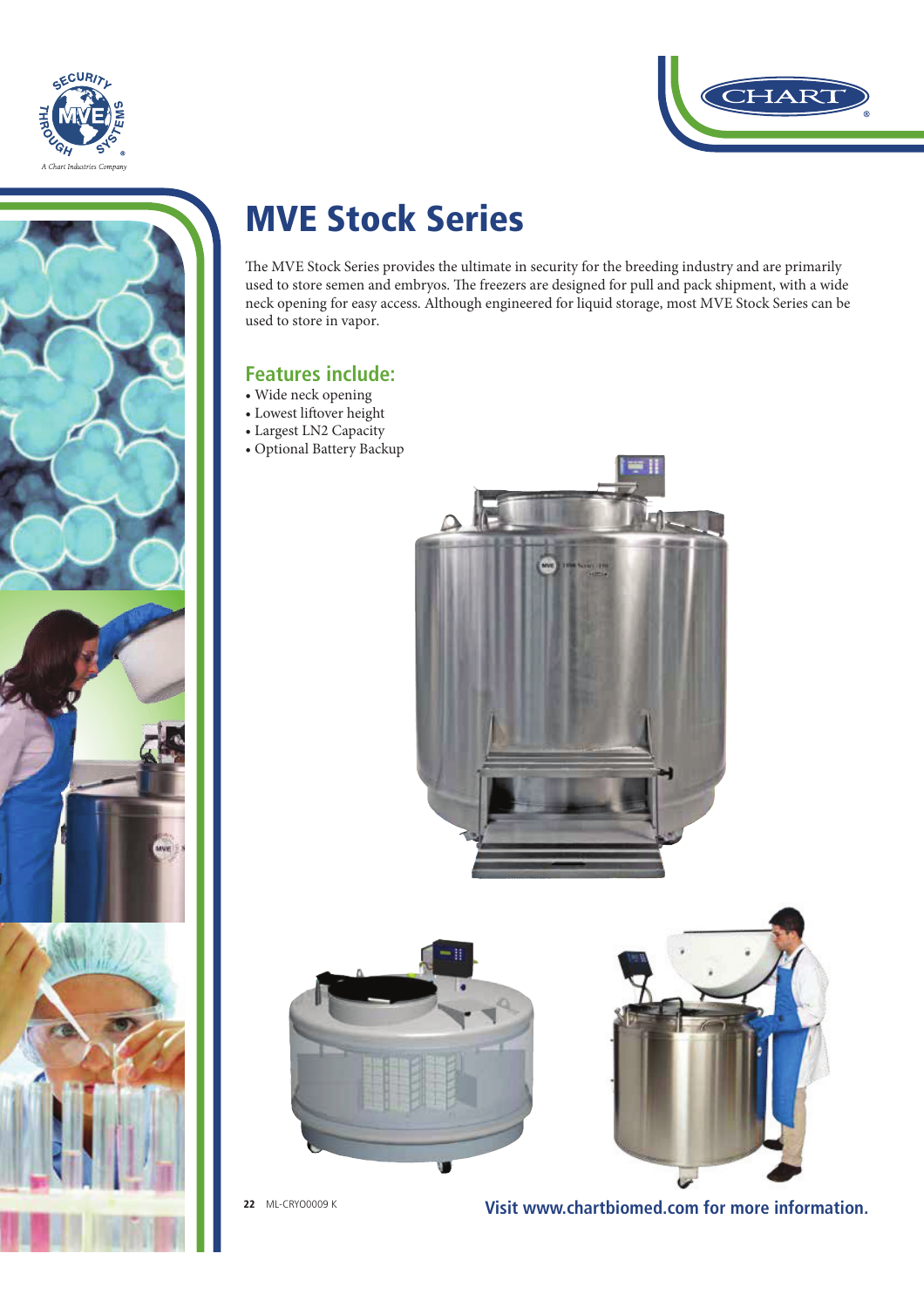# MVE Stock Series

The MVE Stock Series provides the ultimate in security for the breeding industry and are primarily used to store semen and embryos. The freezers are designed for pull and pack shipment, with a wide neck opening for easy access. Although engineered for liquid storage, most MVE Stock Series can be used to store in vapor.

## Features include:

- Wide neck opening
- Lowest liftover height
- Largest LN2 Capacity
- Optional Battery Backup

ML-CRYO0009 K

**Visit www.chartbiomed.com for more information.**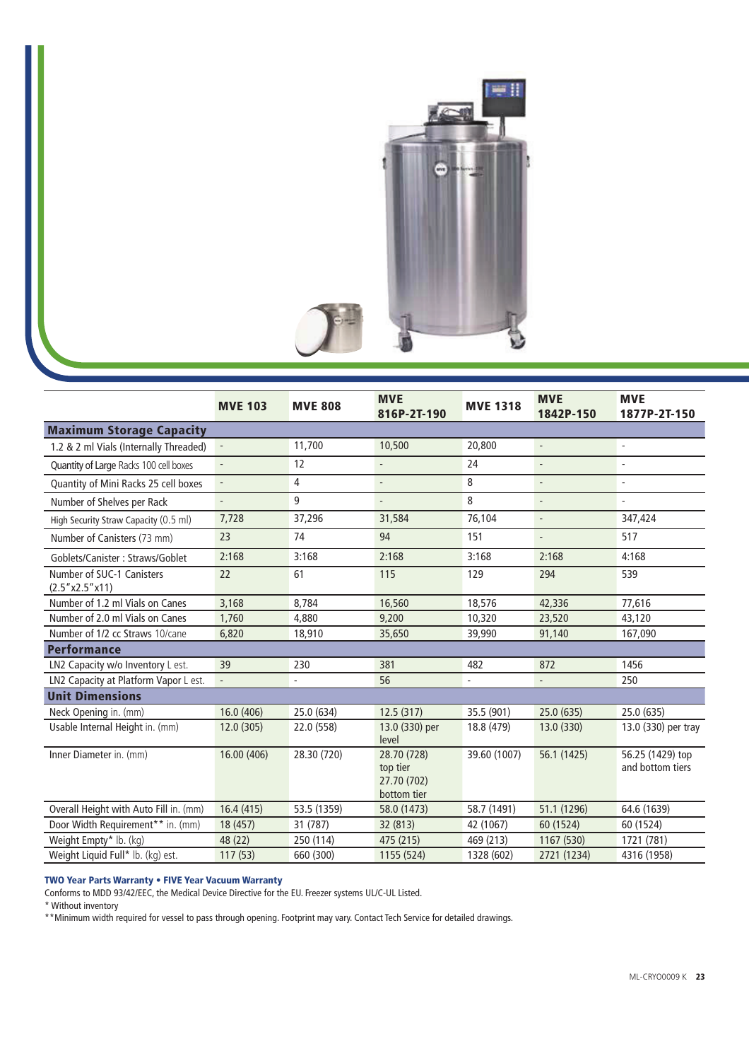| | MVE 103 | MVE 808 | MVE 816P-2T-190 | MVE 1318 | MVE 1842P-150 | MVE 1877P-2T-150 |
|---|---|---|---|---|---|---|
| **Maximum Storage Capacity** | | | | | | |
| 1.2 & 2 ml Vials (Internally Threaded) | - | 11,700 | 10,500 | 20,800 | - | - |
| Quantity of Large Racks 100 cell boxes | - | 12 | - | 24 | - | - |
| Quantity of Mini Racks 25 cell boxes | - | 4 | - | 8 | - | - |
| Number of Shelves per Rack | - | 9 | - | 8 | - | - |
| High Security Straw Capacity (0.5 ml) | 7,728 | 37,296 | 31,584 | 76,104 | - | 347,424 |
| Number of Canisters (73 mm) | 23 | 74 | 94 | 151 | - | 517 |
| Goblets/Canister : Straws/Goblet | 2:168 | 3:168 | 2:168 | 3:168 | 2:168 | 4:168 |
| Number of SUC-1 Canisters (2.5"x2.5"x11) | 22 | 61 | 115 | 129 | 294 | 539 |
| Number of 1.2 ml Vials on Canes | 3,168 | 8,784 | 16,560 | 18,576 | 42,336 | 77,616 |
| Number of 2.0 ml Vials on Canes | 1,760 | 4,880 | 9,200 | 10,320 | 23,520 | 43,120 |
| Number of 1/2 cc Straws 10/cane | 6,820 | 18,910 | 35,650 | 39,990 | 91,140 | 167,090 |
| **Performance** | | | | | | |
| LN2 Capacity w/o Inventory L est. | 39 | 230 | 381 | 482 | 872 | 1456 |
| LN2 Capacity at Platform Vapor L est. | - | - | 56 | - | - | 250 |
| **Unit Dimensions** | | | | | | |
| Neck Opening in. (mm) | 16.0 (406) | 25.0 (634) | 12.5 (317) | 35.5 (901) | 25.0 (635) | 25.0 (635) |
| Usable Internal Height in. (mm) | 12.0 (305) | 22.0 (558) | 13.0 (330) per level | 18.8 (479) | 13.0 (330) | 13.0 (330) per tray |
| Inner Diameter in. (mm) | 16.00 (406) | 28.30 (720) | 28.70 (728) top tier 27.70 (702) bottom tier | 39.60 (1007) | 56.1 (1425) | 56.25 (1429) top and bottom tiers |
| Overall Height with Auto Fill in. (mm) | 16.4 (415) | 53.5 (1359) | 58.0 (1473) | 58.7 (1491) | 51.1 (1296) | 64.6 (1639) |
| Door Width Requirement** in. (mm) | 18 (457) | 31 (787) | 32 (813) | 42 (1067) | 60 (1524) | 60 (1524) |
| Weight Empty* lb. (kg) | 48 (22) | 250 (114) | 475 (215) | 469 (213) | 1167 (530) | 1721 (781) |
| Weight Liquid Full* lb. (kg) est. | 117 (53) | 660 (300) | 1155 (524) | 1328 (602) | 2721 (1234) | 4316 (1958) |

**TWO Year Parts Warranty • FIVE Year Vacuum Warranty**

Conforms to MDD 93/42/EEC, the Medical Device Directive for the EU. Freezer systems UL/C-UL Listed.

* Without inventory

**Minimum width required for vessel to pass through opening. Footprint may vary. Contact Tech Service for detailed drawings.

ML-CRYO0009 K